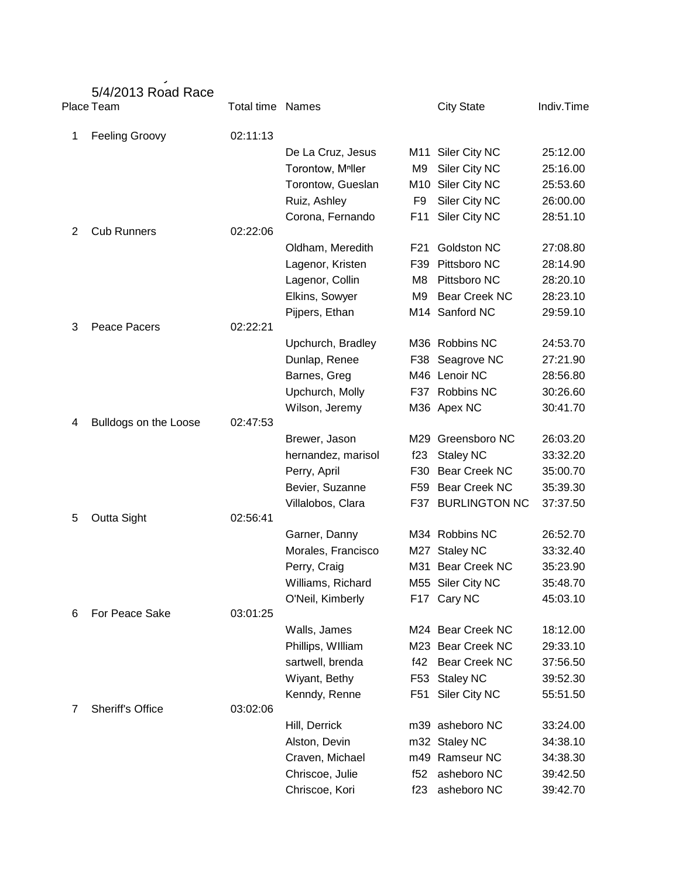5/4/2013 Road Race

| Place | Team | Total time | Names | | City State | Indiv.Time |
|---|---|---|---|---|---|---|
| 1 | Feeling Groovy | 02:11:13 | | | | |
| | | | De La Cruz, Jesus | M11 | Siler City NC | 25:12.00 |
| | | | Torontow, Mnller | M9 | Siler City NC | 25:16.00 |
| | | | Torontow, Gueslan | M10 | Siler City NC | 25:53.60 |
| | | | Ruiz, Ashley | F9 | Siler City NC | 26:00.00 |
| | | | Corona, Fernando | F11 | Siler City NC | 28:51.10 |
| 2 | Cub Runners | 02:22:06 | | | | |
| | | | Oldham, Meredith | F21 | Goldston NC | 27:08.80 |
| | | | Lagenor, Kristen | F39 | Pittsboro NC | 28:14.90 |
| | | | Lagenor, Collin | M8 | Pittsboro NC | 28:20.10 |
| | | | Elkins, Sowyer | M9 | Bear Creek NC | 28:23.10 |
| | | | Pijpers, Ethan | M14 | Sanford NC | 29:59.10 |
| 3 | Peace Pacers | 02:22:21 | | | | |
| | | | Upchurch, Bradley | M36 | Robbins NC | 24:53.70 |
| | | | Dunlap, Renee | F38 | Seagrove NC | 27:21.90 |
| | | | Barnes, Greg | M46 | Lenoir NC | 28:56.80 |
| | | | Upchurch, Molly | F37 | Robbins NC | 30:26.60 |
| | | | Wilson, Jeremy | M36 | Apex NC | 30:41.70 |
| 4 | Bulldogs on the Loose | 02:47:53 | | | | |
| | | | Brewer, Jason | M29 | Greensboro NC | 26:03.20 |
| | | | hernandez, marisol | f23 | Staley NC | 33:32.20 |
| | | | Perry, April | F30 | Bear Creek NC | 35:00.70 |
| | | | Bevier, Suzanne | F59 | Bear Creek NC | 35:39.30 |
| | | | Villalobos, Clara | F37 | BURLINGTON NC | 37:37.50 |
| 5 | Outta Sight | 02:56:41 | | | | |
| | | | Garner, Danny | M34 | Robbins NC | 26:52.70 |
| | | | Morales, Francisco | M27 | Staley NC | 33:32.40 |
| | | | Perry, Craig | M31 | Bear Creek NC | 35:23.90 |
| | | | Williams, Richard | M55 | Siler City NC | 35:48.70 |
| | | | O'Neil, Kimberly | F17 | Cary NC | 45:03.10 |
| 6 | For Peace Sake | 03:01:25 | | | | |
| | | | Walls, James | M24 | Bear Creek NC | 18:12.00 |
| | | | Phillips, WIlliam | M23 | Bear Creek NC | 29:33.10 |
| | | | sartwell, brenda | f42 | Bear Creek NC | 37:56.50 |
| | | | Wiyant, Bethy | F53 | Staley NC | 39:52.30 |
| | | | Kenndy, Renne | F51 | Siler City NC | 55:51.50 |
| 7 | Sheriff's Office | 03:02:06 | | | | |
| | | | Hill, Derrick | m39 | asheboro NC | 33:24.00 |
| | | | Alston, Devin | m32 | Staley NC | 34:38.10 |
| | | | Craven, Michael | m49 | Ramseur NC | 34:38.30 |
| | | | Chriscoe, Julie | f52 | asheboro NC | 39:42.50 |
| | | | Chriscoe, Kori | f23 | asheboro NC | 39:42.70 |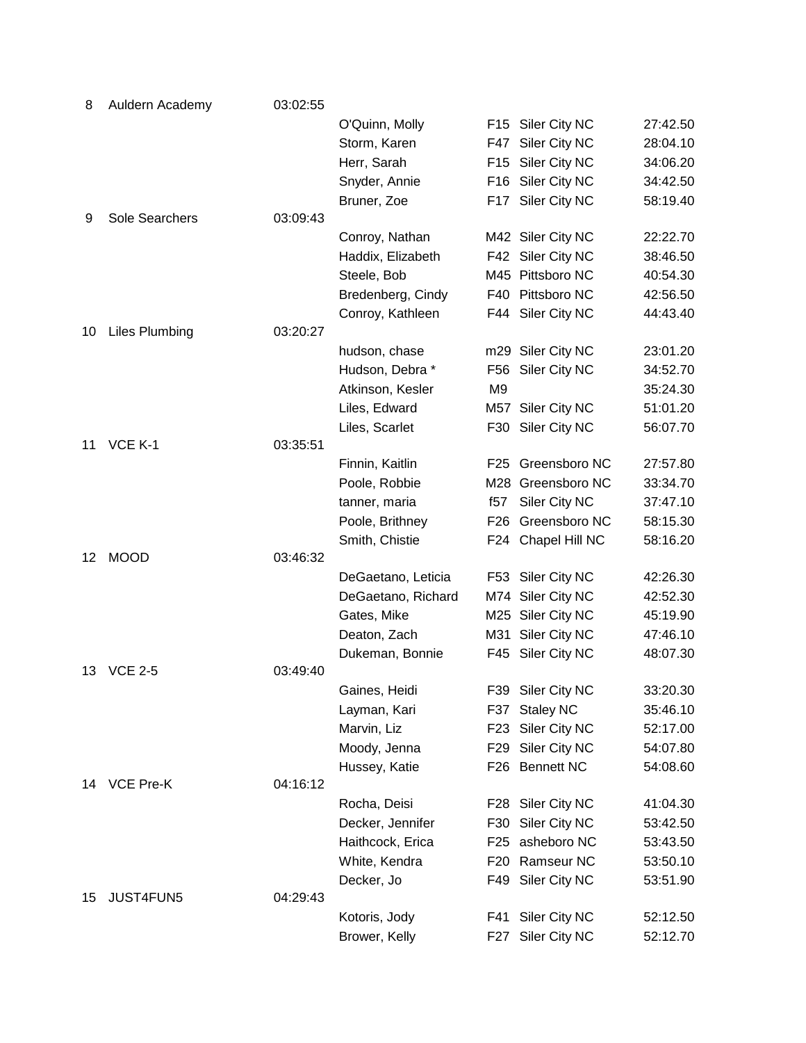| Place | Team | Team Time | Name | Age/Sex | City | Time |
|---|---|---|---|---|---|---|
| 8 | Auldern Academy | 03:02:55 | | | | |
| | | | O'Quinn, Molly | F15 | Siler City NC | 27:42.50 |
| | | | Storm, Karen | F47 | Siler City NC | 28:04.10 |
| | | | Herr, Sarah | F15 | Siler City NC | 34:06.20 |
| | | | Snyder, Annie | F16 | Siler City NC | 34:42.50 |
| | | | Bruner, Zoe | F17 | Siler City NC | 58:19.40 |
| 9 | Sole Searchers | 03:09:43 | | | | |
| | | | Conroy, Nathan | M42 | Siler City NC | 22:22.70 |
| | | | Haddix, Elizabeth | F42 | Siler City NC | 38:46.50 |
| | | | Steele, Bob | M45 | Pittsboro NC | 40:54.30 |
| | | | Bredenberg, Cindy | F40 | Pittsboro NC | 42:56.50 |
| | | | Conroy, Kathleen | F44 | Siler City NC | 44:43.40 |
| 10 | Liles Plumbing | 03:20:27 | | | | |
| | | | hudson, chase | m29 | Siler City NC | 23:01.20 |
| | | | Hudson, Debra * | F56 | Siler City NC | 34:52.70 |
| | | | Atkinson, Kesler | M9 | | 35:24.30 |
| | | | Liles, Edward | M57 | Siler City NC | 51:01.20 |
| | | | Liles, Scarlet | F30 | Siler City NC | 56:07.70 |
| 11 | VCE K-1 | 03:35:51 | | | | |
| | | | Finnin, Kaitlin | F25 | Greensboro NC | 27:57.80 |
| | | | Poole, Robbie | M28 | Greensboro NC | 33:34.70 |
| | | | tanner, maria | f57 | Siler City NC | 37:47.10 |
| | | | Poole, Brithney | F26 | Greensboro NC | 58:15.30 |
| | | | Smith, Chistie | F24 | Chapel Hill NC | 58:16.20 |
| 12 | MOOD | 03:46:32 | | | | |
| | | | DeGaetano, Leticia | F53 | Siler City NC | 42:26.30 |
| | | | DeGaetano, Richard | M74 | Siler City NC | 42:52.30 |
| | | | Gates, Mike | M25 | Siler City NC | 45:19.90 |
| | | | Deaton, Zach | M31 | Siler City NC | 47:46.10 |
| | | | Dukeman, Bonnie | F45 | Siler City NC | 48:07.30 |
| 13 | VCE 2-5 | 03:49:40 | | | | |
| | | | Gaines, Heidi | F39 | Siler City NC | 33:20.30 |
| | | | Layman, Kari | F37 | Staley NC | 35:46.10 |
| | | | Marvin, Liz | F23 | Siler City NC | 52:17.00 |
| | | | Moody, Jenna | F29 | Siler City NC | 54:07.80 |
| | | | Hussey, Katie | F26 | Bennett NC | 54:08.60 |
| 14 | VCE Pre-K | 04:16:12 | | | | |
| | | | Rocha, Deisi | F28 | Siler City NC | 41:04.30 |
| | | | Decker, Jennifer | F30 | Siler City NC | 53:42.50 |
| | | | Haithcock, Erica | F25 | asheboro NC | 53:43.50 |
| | | | White, Kendra | F20 | Ramseur NC | 53:50.10 |
| | | | Decker, Jo | F49 | Siler City NC | 53:51.90 |
| 15 | JUST4FUN5 | 04:29:43 | | | | |
| | | | Kotoris, Jody | F41 | Siler City NC | 52:12.50 |
| | | | Brower, Kelly | F27 | Siler City NC | 52:12.70 |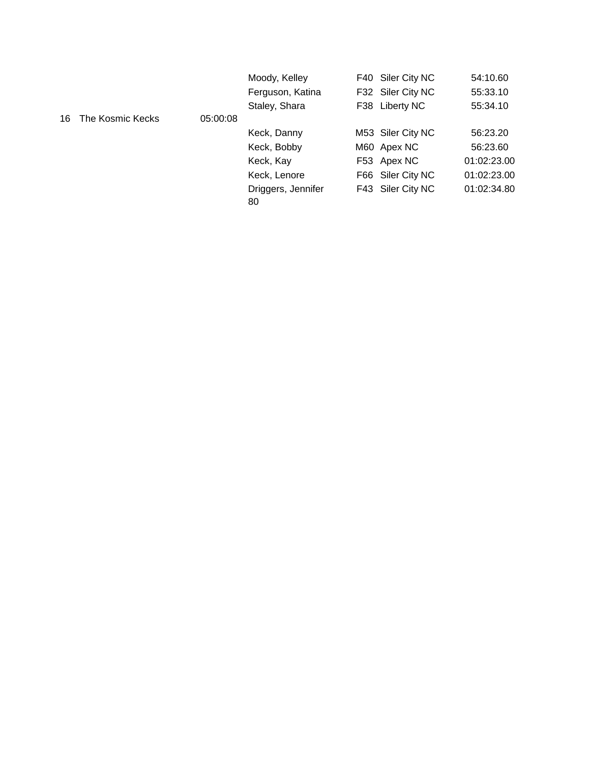| | | | | | | |
|---|---|---|---|---|---|---|
| | | | Moody, Kelley | F40 | Siler City NC | 54:10.60 |
| | | | Ferguson, Katina | F32 | Siler City NC | 55:33.10 |
| | | | Staley, Shara | F38 | Liberty NC | 55:34.10 |
| 16 | The Kosmic Kecks | 05:00:08 | | | | |
| | | | Keck, Danny | M53 | Siler City NC | 56:23.20 |
| | | | Keck, Bobby | M60 | Apex NC | 56:23.60 |
| | | | Keck, Kay | F53 | Apex NC | 01:02:23.00 |
| | | | Keck, Lenore | F66 | Siler City NC | 01:02:23.00 |
| | | | Driggers, Jennifer | F43 | Siler City NC | 01:02:34.80 |

80